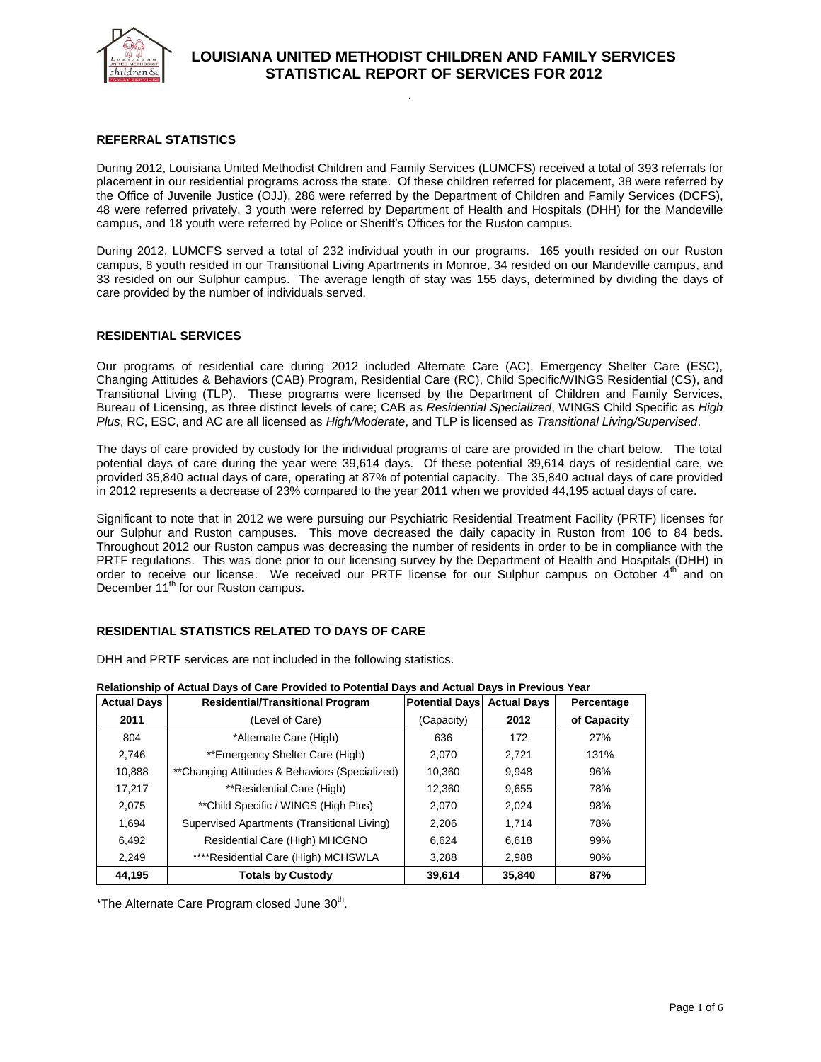# LOUISIANA UNITED METHODIST CHILDREN AND FAMILY SERVICES STATISTICAL REPORT OF SERVICES FOR 2012

## REFERRAL STATISTICS

During 2012, Louisiana United Methodist Children and Family Services (LUMCFS) received a total of 393 referrals for placement in our residential programs across the state. Of these children referred for placement, 38 were referred by the Office of Juvenile Justice (OJJ), 286 were referred by the Department of Children and Family Services (DCFS), 48 were referred privately, 3 youth were referred by Department of Health and Hospitals (DHH) for the Mandeville campus, and 18 youth were referred by Police or Sheriff's Offices for the Ruston campus.

During 2012, LUMCFS served a total of 232 individual youth in our programs. 165 youth resided on our Ruston campus, 8 youth resided in our Transitional Living Apartments in Monroe, 34 resided on our Mandeville campus, and 33 resided on our Sulphur campus. The average length of stay was 155 days, determined by dividing the days of care provided by the number of individuals served.

## RESIDENTIAL SERVICES

Our programs of residential care during 2012 included Alternate Care (AC), Emergency Shelter Care (ESC), Changing Attitudes & Behaviors (CAB) Program, Residential Care (RC), Child Specific/WINGS Residential (CS), and Transitional Living (TLP). These programs were licensed by the Department of Children and Family Services, Bureau of Licensing, as three distinct levels of care; CAB as *Residential Specialized*, WINGS Child Specific as *High Plus*, RC, ESC, and AC are all licensed as *High/Moderate*, and TLP is licensed as *Transitional Living/Supervised*.

The days of care provided by custody for the individual programs of care are provided in the chart below. The total potential days of care during the year were 39,614 days. Of these potential 39,614 days of residential care, we provided 35,840 actual days of care, operating at 87% of potential capacity. The 35,840 actual days of care provided in 2012 represents a decrease of 23% compared to the year 2011 when we provided 44,195 actual days of care.

Significant to note that in 2012 we were pursuing our Psychiatric Residential Treatment Facility (PRTF) licenses for our Sulphur and Ruston campuses. This move decreased the daily capacity in Ruston from 106 to 84 beds. Throughout 2012 our Ruston campus was decreasing the number of residents in order to be in compliance with the PRTF regulations. This was done prior to our licensing survey by the Department of Health and Hospitals (DHH) in order to receive our license. We received our PRTF license for our Sulphur campus on October 4th and on December 11th for our Ruston campus.

## RESIDENTIAL STATISTICS RELATED TO DAYS OF CARE

DHH and PRTF services are not included in the following statistics.

**Relationship of Actual Days of Care Provided to Potential Days and Actual Days in Previous Year**

| Actual Days 2011 | Residential/Transitional Program (Level of Care) | Potential Days (Capacity) | Actual Days 2012 | Percentage of Capacity |
|---|---|---|---|---|
| 804 | *Alternate Care (High) | 636 | 172 | 27% |
| 2,746 | **Emergency Shelter Care (High) | 2,070 | 2,721 | 131% |
| 10,888 | **Changing Attitudes & Behaviors (Specialized) | 10,360 | 9,948 | 96% |
| 17,217 | **Residential Care (High) | 12,360 | 9,655 | 78% |
| 2,075 | **Child Specific / WINGS (High Plus) | 2,070 | 2,024 | 98% |
| 1,694 | Supervised Apartments (Transitional Living) | 2,206 | 1,714 | 78% |
| 6,492 | Residential Care (High) MHCGNO | 6,624 | 6,618 | 99% |
| 2,249 | ****Residential Care (High) MCHSWLA | 3,288 | 2,988 | 90% |
| **44,195** | **Totals by Custody** | **39,614** | **35,840** | **87%** |

*The Alternate Care Program closed June 30th.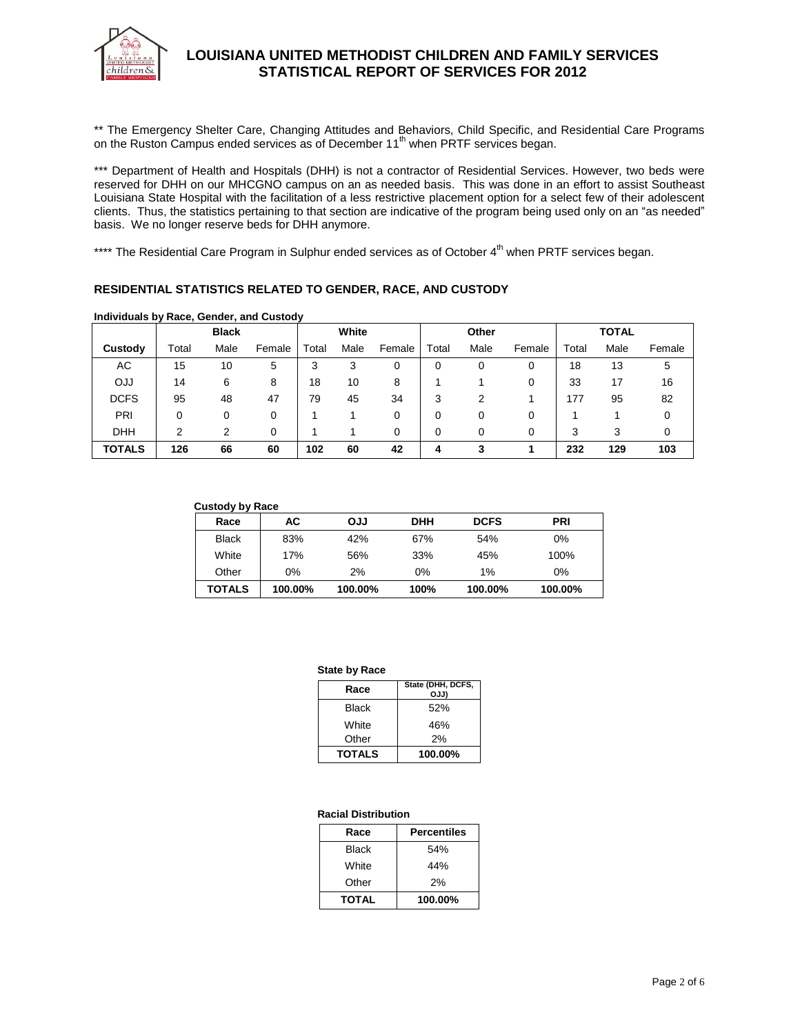** The Emergency Shelter Care, Changing Attitudes and Behaviors, Child Specific, and Residential Care Programs on the Ruston Campus ended services as of December 11th when PRTF services began.

*** Department of Health and Hospitals (DHH) is not a contractor of Residential Services. However, two beds were reserved for DHH on our MHCGNO campus on an as needed basis. This was done in an effort to assist Southeast Louisiana State Hospital with the facilitation of a less restrictive placement option for a select few of their adolescent clients. Thus, the statistics pertaining to that section are indicative of the program being used only on an "as needed" basis. We no longer reserve beds for DHH anymore.

**** The Residential Care Program in Sulphur ended services as of October 4th when PRTF services began.

## RESIDENTIAL STATISTICS RELATED TO GENDER, RACE, AND CUSTODY

**Individuals by Race, Gender, and Custody**

| | Black | | | White | | | Other | | | TOTAL | | |
|---|---|---|---|---|---|---|---|---|---|---|---|---|
| **Custody** | Total | Male | Female | Total | Male | Female | Total | Male | Female | Total | Male | Female |
| AC | 15 | 10 | 5 | 3 | 3 | 0 | 0 | 0 | 0 | 18 | 13 | 5 |
| OJJ | 14 | 6 | 8 | 18 | 10 | 8 | 1 | 1 | 0 | 33 | 17 | 16 |
| DCFS | 95 | 48 | 47 | 79 | 45 | 34 | 3 | 2 | 1 | 177 | 95 | 82 |
| PRI | 0 | 0 | 0 | 1 | 1 | 0 | 0 | 0 | 0 | 1 | 1 | 0 |
| DHH | 2 | 2 | 0 | 1 | 1 | 0 | 0 | 0 | 0 | 3 | 3 | 0 |
| **TOTALS** | **126** | **66** | **60** | **102** | **60** | **42** | **4** | **3** | **1** | **232** | **129** | **103** |

**Custody by Race**

| Race | AC | OJJ | DHH | DCFS | PRI |
|---|---|---|---|---|---|
| Black | 83% | 42% | 67% | 54% | 0% |
| White | 17% | 56% | 33% | 45% | 100% |
| Other | 0% | 2% | 0% | 1% | 0% |
| **TOTALS** | **100.00%** | **100.00%** | **100%** | **100.00%** | **100.00%** |

**State by Race**

| Race | State (DHH, DCFS, OJJ) |
|---|---|
| Black | 52% |
| White | 46% |
| Other | 2% |
| **TOTALS** | **100.00%** |

**Racial Distribution**

| Race | Percentiles |
|---|---|
| Black | 54% |
| White | 44% |
| Other | 2% |
| **TOTAL** | **100.00%** |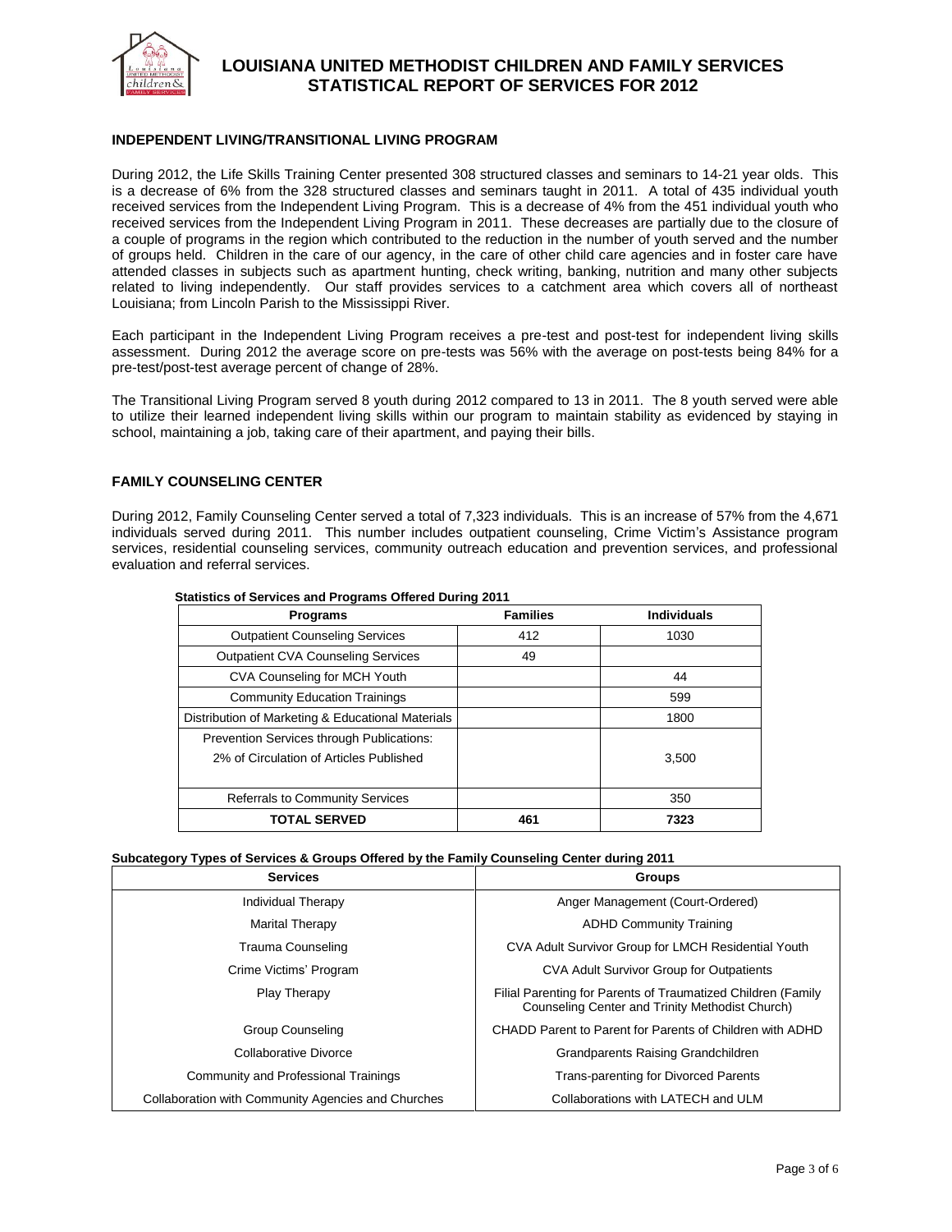## INDEPENDENT LIVING/TRANSITIONAL LIVING PROGRAM

During 2012, the Life Skills Training Center presented 308 structured classes and seminars to 14-21 year olds. This is a decrease of 6% from the 328 structured classes and seminars taught in 2011. A total of 435 individual youth received services from the Independent Living Program. This is a decrease of 4% from the 451 individual youth who received services from the Independent Living Program in 2011. These decreases are partially due to the closure of a couple of programs in the region which contributed to the reduction in the number of youth served and the number of groups held. Children in the care of our agency, in the care of other child care agencies and in foster care have attended classes in subjects such as apartment hunting, check writing, banking, nutrition and many other subjects related to living independently. Our staff provides services to a catchment area which covers all of northeast Louisiana; from Lincoln Parish to the Mississippi River.

Each participant in the Independent Living Program receives a pre-test and post-test for independent living skills assessment. During 2012 the average score on pre-tests was 56% with the average on post-tests being 84% for a pre-test/post-test average percent of change of 28%.

The Transitional Living Program served 8 youth during 2012 compared to 13 in 2011. The 8 youth served were able to utilize their learned independent living skills within our program to maintain stability as evidenced by staying in school, maintaining a job, taking care of their apartment, and paying their bills.

## FAMILY COUNSELING CENTER

During 2012, Family Counseling Center served a total of 7,323 individuals. This is an increase of 57% from the 4,671 individuals served during 2011. This number includes outpatient counseling, Crime Victim's Assistance program services, residential counseling services, community outreach education and prevention services, and professional evaluation and referral services.

**Statistics of Services and Programs Offered During 2011**

| Programs | Families | Individuals |
|---|---|---|
| Outpatient Counseling Services | 412 | 1030 |
| Outpatient CVA Counseling Services | 49 | |
| CVA Counseling for MCH Youth | | 44 |
| Community Education Trainings | | 599 |
| Distribution of Marketing & Educational Materials | | 1800 |
| Prevention Services through Publications: 2% of Circulation of Articles Published | | 3,500 |
| Referrals to Community Services | | 350 |
| **TOTAL SERVED** | **461** | **7323** |

**Subcategory Types of Services & Groups Offered by the Family Counseling Center during 2011**

| Services | Groups |
|---|---|
| Individual Therapy | Anger Management (Court-Ordered) |
| Marital Therapy | ADHD Community Training |
| Trauma Counseling | CVA Adult Survivor Group for LMCH Residential Youth |
| Crime Victims' Program | CVA Adult Survivor Group for Outpatients |
| Play Therapy | Filial Parenting for Parents of Traumatized Children (Family Counseling Center and Trinity Methodist Church) |
| Group Counseling | CHADD Parent to Parent for Parents of Children with ADHD |
| Collaborative Divorce | Grandparents Raising Grandchildren |
| Community and Professional Trainings | Trans-parenting for Divorced Parents |
| Collaboration with Community Agencies and Churches | Collaborations with LATECH and ULM |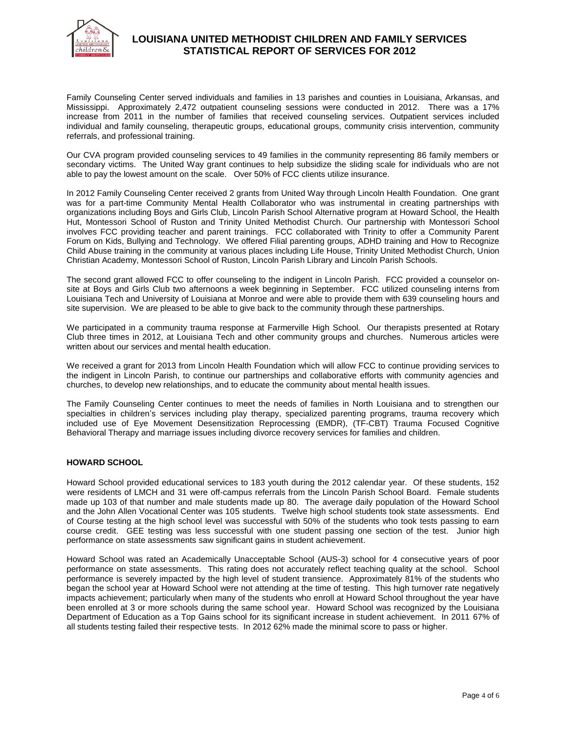Family Counseling Center served individuals and families in 13 parishes and counties in Louisiana, Arkansas, and Mississippi. Approximately 2,472 outpatient counseling sessions were conducted in 2012. There was a 17% increase from 2011 in the number of families that received counseling services. Outpatient services included individual and family counseling, therapeutic groups, educational groups, community crisis intervention, community referrals, and professional training.

Our CVA program provided counseling services to 49 families in the community representing 86 family members or secondary victims. The United Way grant continues to help subsidize the sliding scale for individuals who are not able to pay the lowest amount on the scale. Over 50% of FCC clients utilize insurance.

In 2012 Family Counseling Center received 2 grants from United Way through Lincoln Health Foundation. One grant was for a part-time Community Mental Health Collaborator who was instrumental in creating partnerships with organizations including Boys and Girls Club, Lincoln Parish School Alternative program at Howard School, the Health Hut, Montessori School of Ruston and Trinity United Methodist Church. Our partnership with Montessori School involves FCC providing teacher and parent trainings. FCC collaborated with Trinity to offer a Community Parent Forum on Kids, Bullying and Technology. We offered Filial parenting groups, ADHD training and How to Recognize Child Abuse training in the community at various places including Life House, Trinity United Methodist Church, Union Christian Academy, Montessori School of Ruston, Lincoln Parish Library and Lincoln Parish Schools.

The second grant allowed FCC to offer counseling to the indigent in Lincoln Parish. FCC provided a counselor on-site at Boys and Girls Club two afternoons a week beginning in September. FCC utilized counseling interns from Louisiana Tech and University of Louisiana at Monroe and were able to provide them with 639 counseling hours and site supervision. We are pleased to be able to give back to the community through these partnerships.

We participated in a community trauma response at Farmerville High School. Our therapists presented at Rotary Club three times in 2012, at Louisiana Tech and other community groups and churches. Numerous articles were written about our services and mental health education.

We received a grant for 2013 from Lincoln Health Foundation which will allow FCC to continue providing services to the indigent in Lincoln Parish, to continue our partnerships and collaborative efforts with community agencies and churches, to develop new relationships, and to educate the community about mental health issues.

The Family Counseling Center continues to meet the needs of families in North Louisiana and to strengthen our specialties in children's services including play therapy, specialized parenting programs, trauma recovery which included use of Eye Movement Desensitization Reprocessing (EMDR), (TF-CBT) Trauma Focused Cognitive Behavioral Therapy and marriage issues including divorce recovery services for families and children.

## HOWARD SCHOOL

Howard School provided educational services to 183 youth during the 2012 calendar year. Of these students, 152 were residents of LMCH and 31 were off-campus referrals from the Lincoln Parish School Board. Female students made up 103 of that number and male students made up 80. The average daily population of the Howard School and the John Allen Vocational Center was 105 students. Twelve high school students took state assessments. End of Course testing at the high school level was successful with 50% of the students who took tests passing to earn course credit. GEE testing was less successful with one student passing one section of the test. Junior high performance on state assessments saw significant gains in student achievement.

Howard School was rated an Academically Unacceptable School (AUS-3) school for 4 consecutive years of poor performance on state assessments. This rating does not accurately reflect teaching quality at the school. School performance is severely impacted by the high level of student transience. Approximately 81% of the students who began the school year at Howard School were not attending at the time of testing. This high turnover rate negatively impacts achievement; particularly when many of the students who enroll at Howard School throughout the year have been enrolled at 3 or more schools during the same school year. Howard School was recognized by the Louisiana Department of Education as a Top Gains school for its significant increase in student achievement. In 2011 67% of all students testing failed their respective tests. In 2012 62% made the minimal score to pass or higher.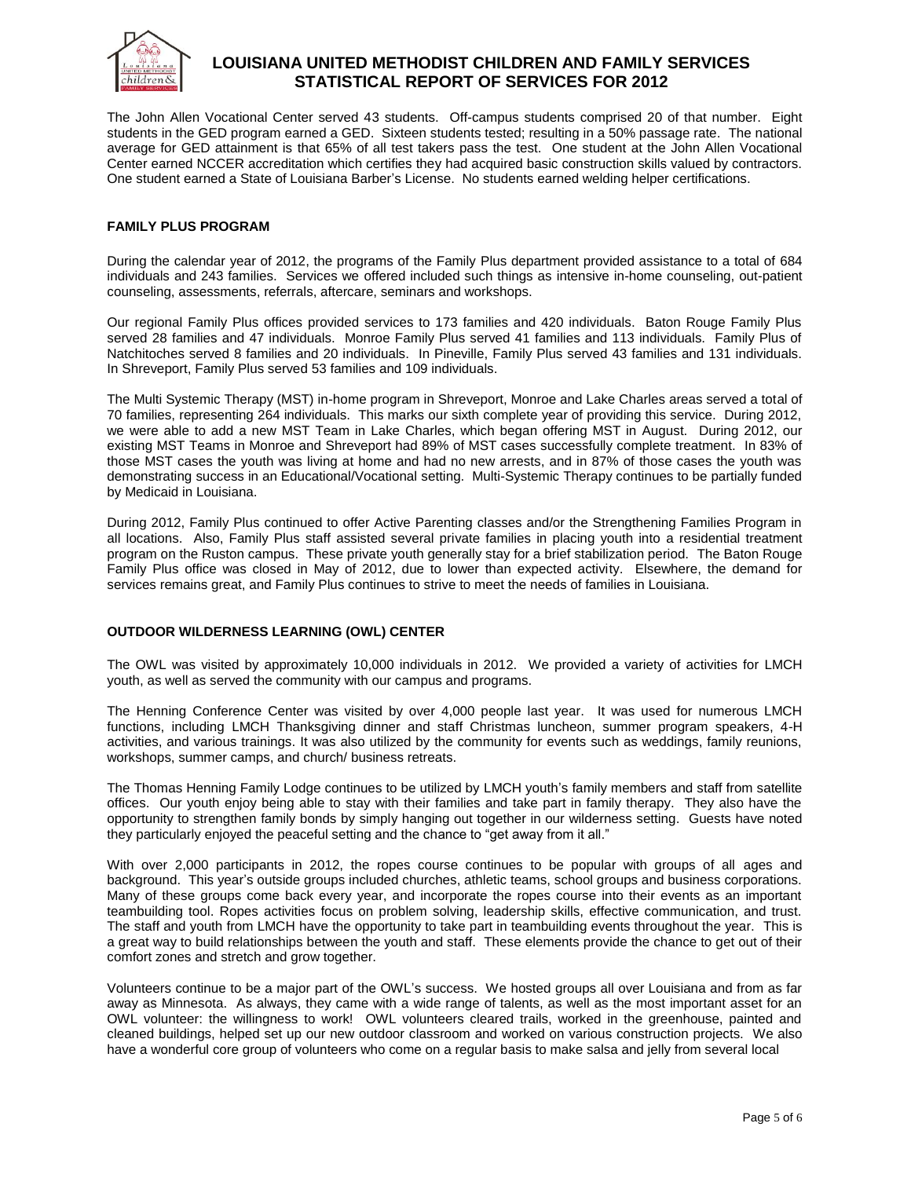# LOUISIANA UNITED METHODIST CHILDREN AND FAMILY SERVICES STATISTICAL REPORT OF SERVICES FOR 2012

The John Allen Vocational Center served 43 students. Off-campus students comprised 20 of that number. Eight students in the GED program earned a GED. Sixteen students tested; resulting in a 50% passage rate. The national average for GED attainment is that 65% of all test takers pass the test. One student at the John Allen Vocational Center earned NCCER accreditation which certifies they had acquired basic construction skills valued by contractors. One student earned a State of Louisiana Barber's License. No students earned welding helper certifications.

## FAMILY PLUS PROGRAM

During the calendar year of 2012, the programs of the Family Plus department provided assistance to a total of 684 individuals and 243 families. Services we offered included such things as intensive in-home counseling, out-patient counseling, assessments, referrals, aftercare, seminars and workshops.

Our regional Family Plus offices provided services to 173 families and 420 individuals. Baton Rouge Family Plus served 28 families and 47 individuals. Monroe Family Plus served 41 families and 113 individuals. Family Plus of Natchitoches served 8 families and 20 individuals. In Pineville, Family Plus served 43 families and 131 individuals. In Shreveport, Family Plus served 53 families and 109 individuals.

The Multi Systemic Therapy (MST) in-home program in Shreveport, Monroe and Lake Charles areas served a total of 70 families, representing 264 individuals. This marks our sixth complete year of providing this service. During 2012, we were able to add a new MST Team in Lake Charles, which began offering MST in August. During 2012, our existing MST Teams in Monroe and Shreveport had 89% of MST cases successfully complete treatment. In 83% of those MST cases the youth was living at home and had no new arrests, and in 87% of those cases the youth was demonstrating success in an Educational/Vocational setting. Multi-Systemic Therapy continues to be partially funded by Medicaid in Louisiana.

During 2012, Family Plus continued to offer Active Parenting classes and/or the Strengthening Families Program in all locations. Also, Family Plus staff assisted several private families in placing youth into a residential treatment program on the Ruston campus. These private youth generally stay for a brief stabilization period. The Baton Rouge Family Plus office was closed in May of 2012, due to lower than expected activity. Elsewhere, the demand for services remains great, and Family Plus continues to strive to meet the needs of families in Louisiana.

## OUTDOOR WILDERNESS LEARNING (OWL) CENTER

The OWL was visited by approximately 10,000 individuals in 2012. We provided a variety of activities for LMCH youth, as well as served the community with our campus and programs.

The Henning Conference Center was visited by over 4,000 people last year. It was used for numerous LMCH functions, including LMCH Thanksgiving dinner and staff Christmas luncheon, summer program speakers, 4-H activities, and various trainings. It was also utilized by the community for events such as weddings, family reunions, workshops, summer camps, and church/ business retreats.

The Thomas Henning Family Lodge continues to be utilized by LMCH youth's family members and staff from satellite offices. Our youth enjoy being able to stay with their families and take part in family therapy. They also have the opportunity to strengthen family bonds by simply hanging out together in our wilderness setting. Guests have noted they particularly enjoyed the peaceful setting and the chance to "get away from it all."

With over 2,000 participants in 2012, the ropes course continues to be popular with groups of all ages and background. This year's outside groups included churches, athletic teams, school groups and business corporations. Many of these groups come back every year, and incorporate the ropes course into their events as an important teambuilding tool. Ropes activities focus on problem solving, leadership skills, effective communication, and trust. The staff and youth from LMCH have the opportunity to take part in teambuilding events throughout the year. This is a great way to build relationships between the youth and staff. These elements provide the chance to get out of their comfort zones and stretch and grow together.

Volunteers continue to be a major part of the OWL's success. We hosted groups all over Louisiana and from as far away as Minnesota. As always, they came with a wide range of talents, as well as the most important asset for an OWL volunteer: the willingness to work! OWL volunteers cleared trails, worked in the greenhouse, painted and cleaned buildings, helped set up our new outdoor classroom and worked on various construction projects. We also have a wonderful core group of volunteers who come on a regular basis to make salsa and jelly from several local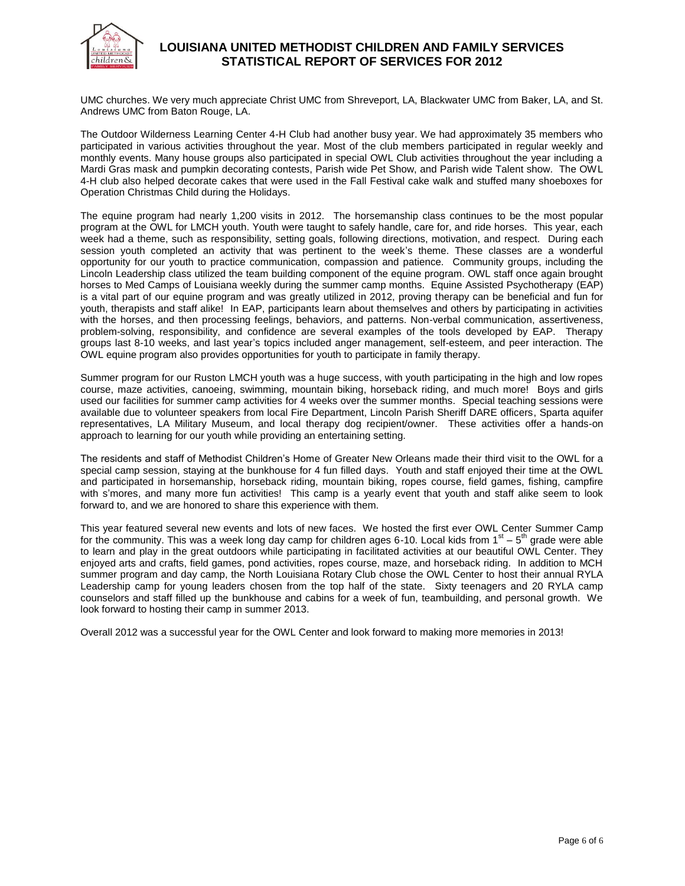UMC churches. We very much appreciate Christ UMC from Shreveport, LA, Blackwater UMC from Baker, LA, and St. Andrews UMC from Baton Rouge, LA.

The Outdoor Wilderness Learning Center 4-H Club had another busy year. We had approximately 35 members who participated in various activities throughout the year. Most of the club members participated in regular weekly and monthly events. Many house groups also participated in special OWL Club activities throughout the year including a Mardi Gras mask and pumpkin decorating contests, Parish wide Pet Show, and Parish wide Talent show. The OWL 4-H club also helped decorate cakes that were used in the Fall Festival cake walk and stuffed many shoeboxes for Operation Christmas Child during the Holidays.

The equine program had nearly 1,200 visits in 2012. The horsemanship class continues to be the most popular program at the OWL for LMCH youth. Youth were taught to safely handle, care for, and ride horses. This year, each week had a theme, such as responsibility, setting goals, following directions, motivation, and respect. During each session youth completed an activity that was pertinent to the week's theme. These classes are a wonderful opportunity for our youth to practice communication, compassion and patience. Community groups, including the Lincoln Leadership class utilized the team building component of the equine program. OWL staff once again brought horses to Med Camps of Louisiana weekly during the summer camp months. Equine Assisted Psychotherapy (EAP) is a vital part of our equine program and was greatly utilized in 2012, proving therapy can be beneficial and fun for youth, therapists and staff alike! In EAP, participants learn about themselves and others by participating in activities with the horses, and then processing feelings, behaviors, and patterns. Non-verbal communication, assertiveness, problem-solving, responsibility, and confidence are several examples of the tools developed by EAP. Therapy groups last 8-10 weeks, and last year's topics included anger management, self-esteem, and peer interaction. The OWL equine program also provides opportunities for youth to participate in family therapy.

Summer program for our Ruston LMCH youth was a huge success, with youth participating in the high and low ropes course, maze activities, canoeing, swimming, mountain biking, horseback riding, and much more! Boys and girls used our facilities for summer camp activities for 4 weeks over the summer months. Special teaching sessions were available due to volunteer speakers from local Fire Department, Lincoln Parish Sheriff DARE officers, Sparta aquifer representatives, LA Military Museum, and local therapy dog recipient/owner. These activities offer a hands-on approach to learning for our youth while providing an entertaining setting.

The residents and staff of Methodist Children's Home of Greater New Orleans made their third visit to the OWL for a special camp session, staying at the bunkhouse for 4 fun filled days. Youth and staff enjoyed their time at the OWL and participated in horsemanship, horseback riding, mountain biking, ropes course, field games, fishing, campfire with s'mores, and many more fun activities! This camp is a yearly event that youth and staff alike seem to look forward to, and we are honored to share this experience with them.

This year featured several new events and lots of new faces. We hosted the first ever OWL Center Summer Camp for the community. This was a week long day camp for children ages 6-10. Local kids from 1st – 5th grade were able to learn and play in the great outdoors while participating in facilitated activities at our beautiful OWL Center. They enjoyed arts and crafts, field games, pond activities, ropes course, maze, and horseback riding. In addition to MCH summer program and day camp, the North Louisiana Rotary Club chose the OWL Center to host their annual RYLA Leadership camp for young leaders chosen from the top half of the state. Sixty teenagers and 20 RYLA camp counselors and staff filled up the bunkhouse and cabins for a week of fun, teambuilding, and personal growth. We look forward to hosting their camp in summer 2013.

Overall 2012 was a successful year for the OWL Center and look forward to making more memories in 2013!